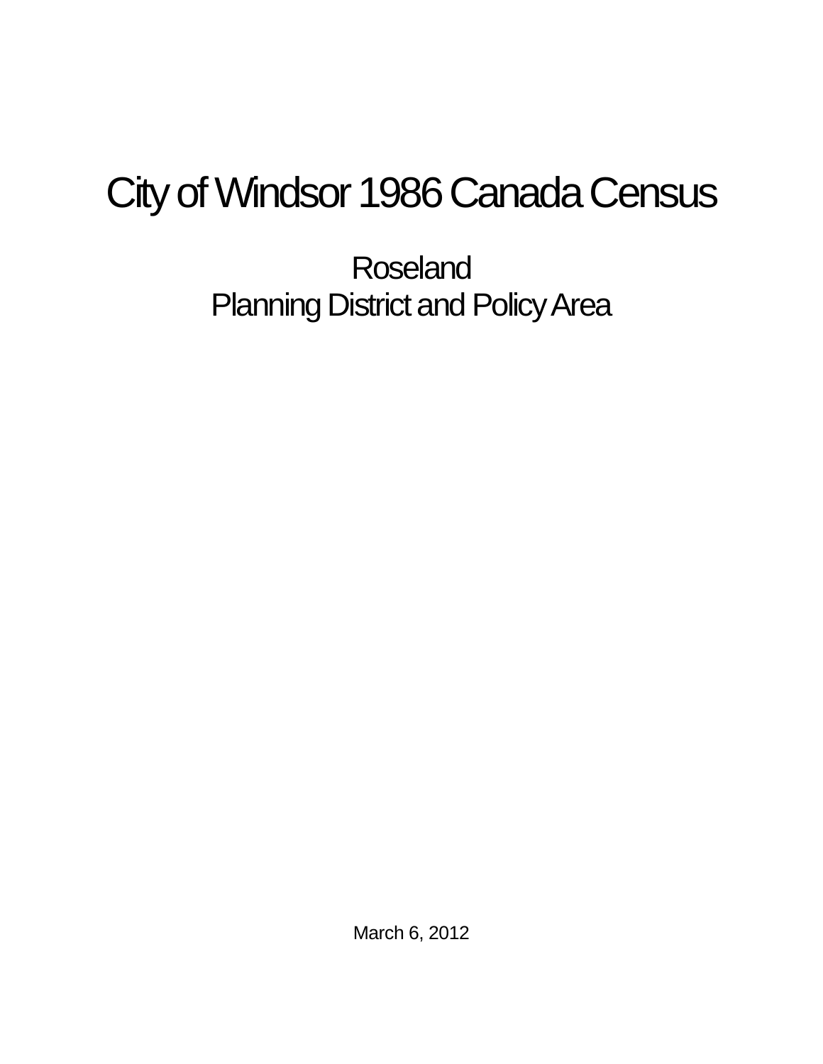# City of Windsor 1986 Canada Census

## Roseland
## Planning District and Policy Area

March 6, 2012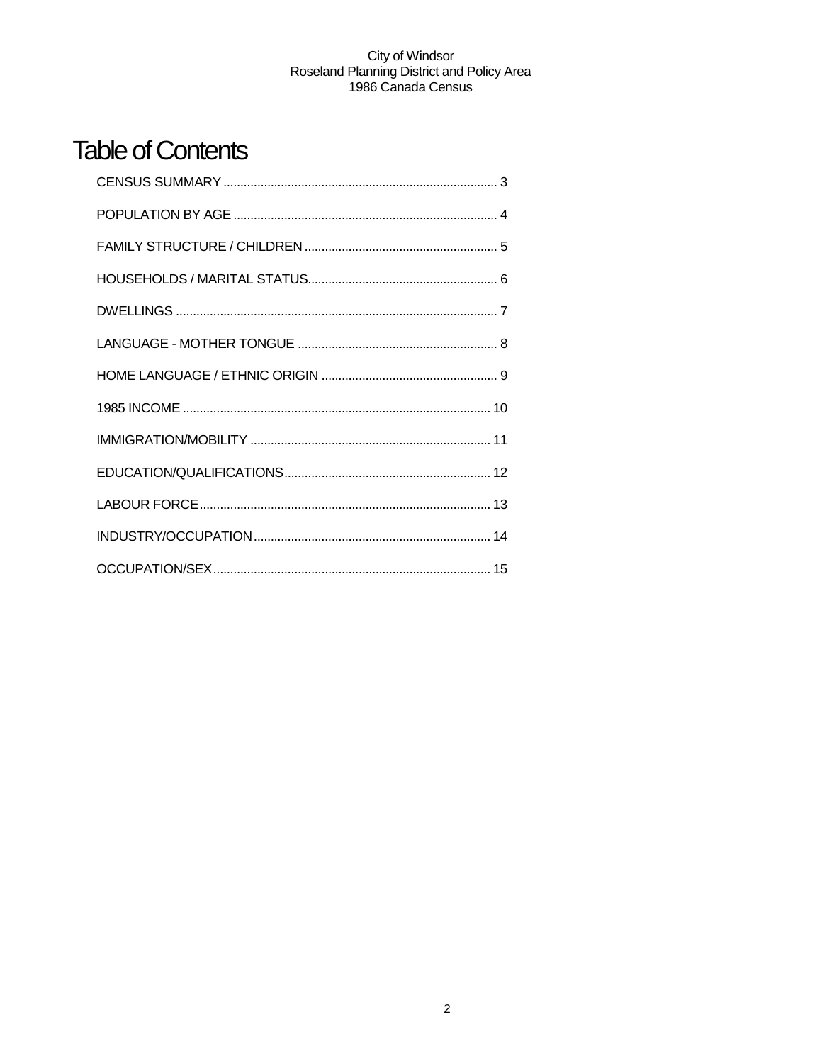# Table of Contents

CENSUS SUMMARY ................................................................................ 3

POPULATION BY AGE ............................................................................ 4

FAMILY STRUCTURE / CHILDREN ........................................................ 5

HOUSEHOLDS / MARITAL STATUS....................................................... 6

DWELLINGS ............................................................................................ 7

LANGUAGE - MOTHER TONGUE .......................................................... 8

HOME LANGUAGE / ETHNIC ORIGIN ................................................... 9

1985 INCOME ......................................................................................... 10

IMMIGRATION/MOBILITY ...................................................................... 11

EDUCATION/QUALIFICATIONS............................................................ 12

LABOUR FORCE.................................................................................... 13

INDUSTRY/OCCUPATION.................................................................... 14

OCCUPATION/SEX................................................................................ 15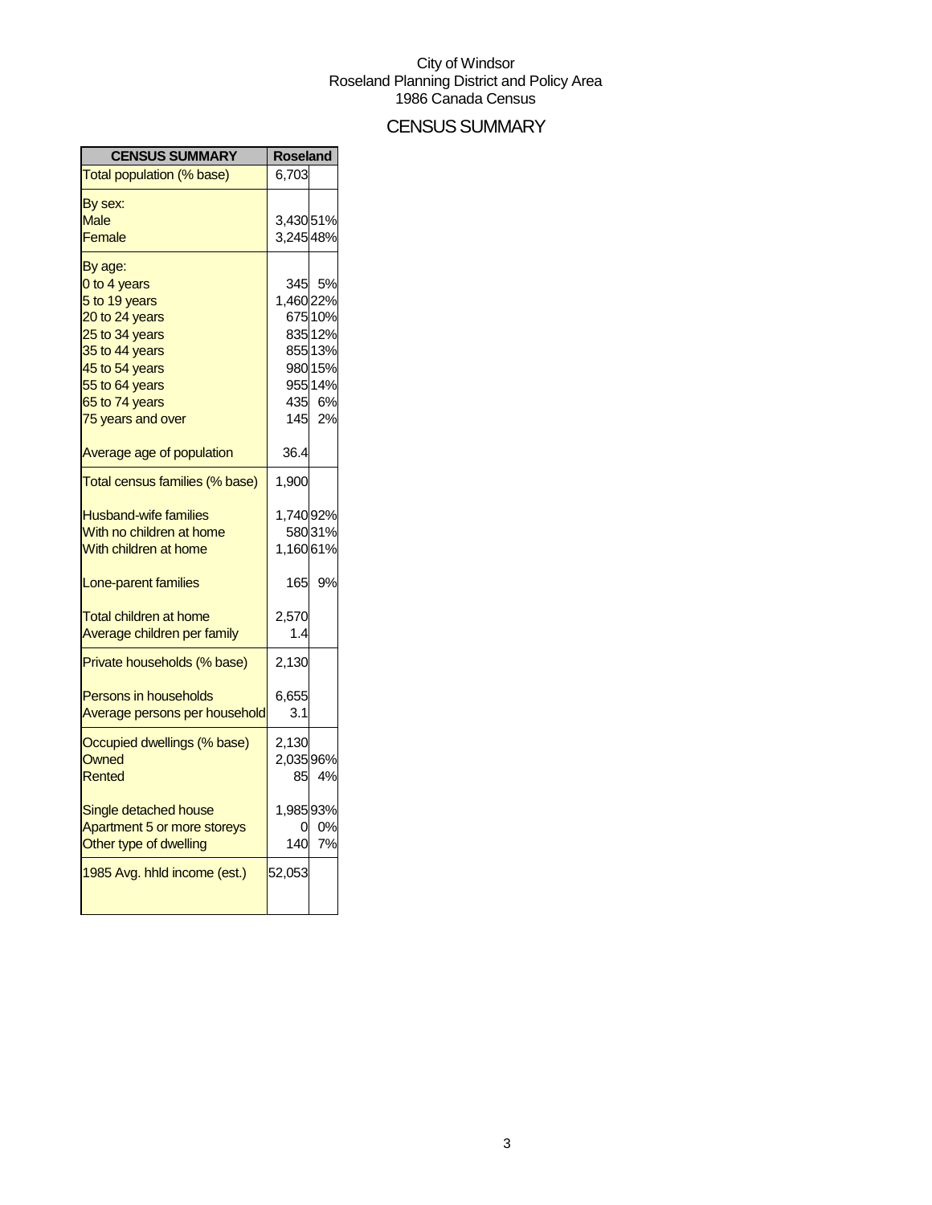City of Windsor
Roseland Planning District and Policy Area
1986 Canada Census

# CENSUS SUMMARY

| CENSUS SUMMARY | Roseland | |
|---|---|---|
| Total population (% base) | 6,703 | |
| By sex: | | |
| Male | 3,430 | 51% |
| Female | 3,245 | 48% |
| By age: | | |
| 0 to 4 years | 345 | 5% |
| 5 to 19 years | 1,460 | 22% |
| 20 to 24 years | 675 | 10% |
| 25 to 34 years | 835 | 12% |
| 35 to 44 years | 855 | 13% |
| 45 to 54 years | 980 | 15% |
| 55 to 64 years | 955 | 14% |
| 65 to 74 years | 435 | 6% |
| 75 years and over | 145 | 2% |
| Average age of population | 36.4 | |
| Total census families (% base) | 1,900 | |
| Husband-wife families | 1,740 | 92% |
| With no children at home | 580 | 31% |
| With children at home | 1,160 | 61% |
| Lone-parent families | 165 | 9% |
| Total children at home | 2,570 | |
| Average children per family | 1.4 | |
| Private households (% base) | 2,130 | |
| Persons in households | 6,655 | |
| Average persons per household | 3.1 | |
| Occupied dwellings (% base) | 2,130 | |
| Owned | 2,035 | 96% |
| Rented | 85 | 4% |
| Single detached house | 1,985 | 93% |
| Apartment 5 or more storeys | 0 | 0% |
| Other type of dwelling | 140 | 7% |
| 1985 Avg. hhld income (est.) | 52,053 | |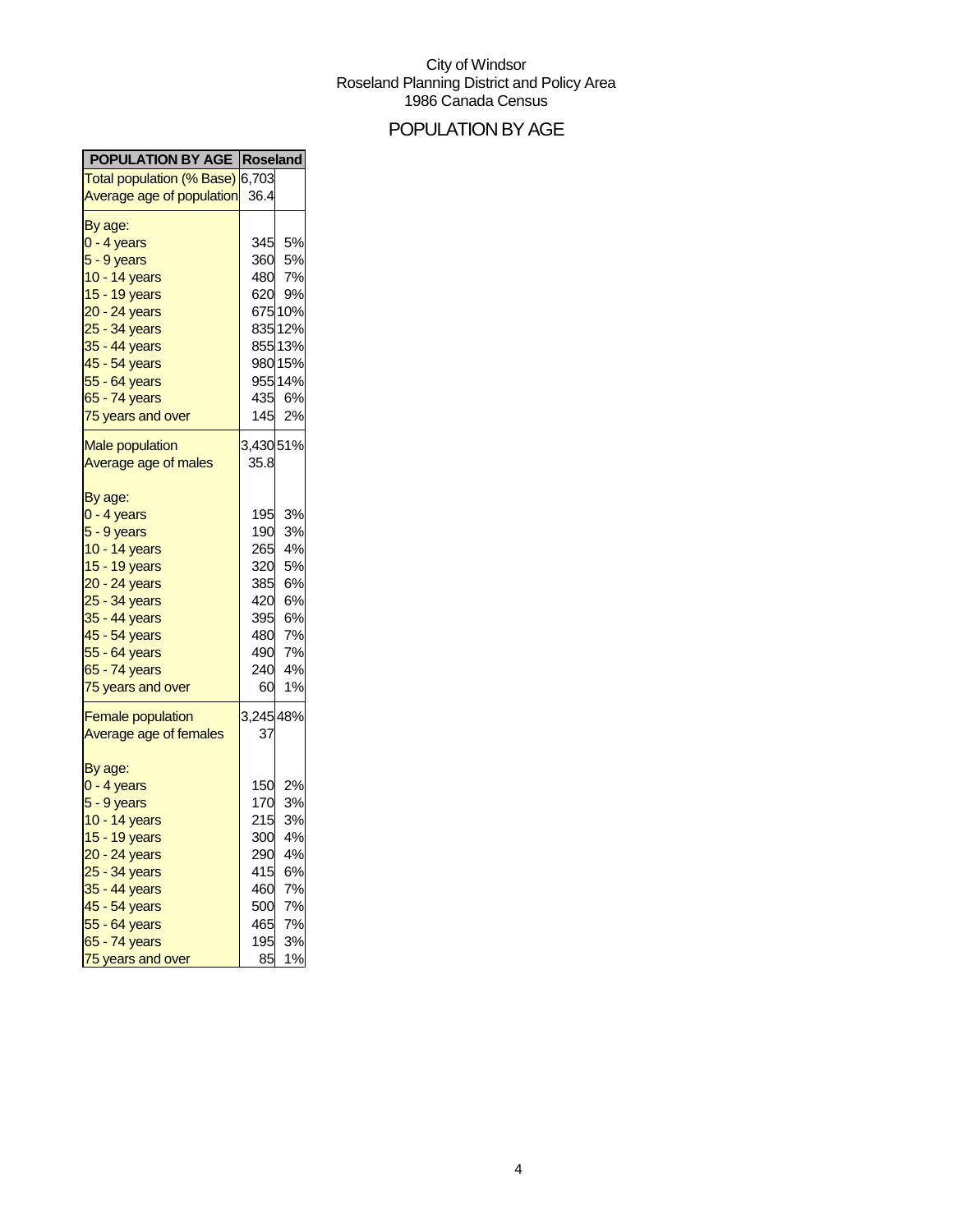City of Windsor
Roseland Planning District and Policy Area
1986 Canada Census

# POPULATION BY AGE

| POPULATION BY AGE | Roseland | |
|---|---|---|
| Total population (% Base) | 6,703 | |
| Average age of population | 36.4 | |
| By age: | | |
| 0 - 4 years | 345 | 5% |
| 5 - 9 years | 360 | 5% |
| 10 - 14 years | 480 | 7% |
| 15 - 19 years | 620 | 9% |
| 20 - 24 years | 675 | 10% |
| 25 - 34 years | 835 | 12% |
| 35 - 44 years | 855 | 13% |
| 45 - 54 years | 980 | 15% |
| 55 - 64 years | 955 | 14% |
| 65 - 74 years | 435 | 6% |
| 75 years and over | 145 | 2% |
| Male population | 3,430 | 51% |
| Average age of males | 35.8 | |
| By age: | | |
| 0 - 4 years | 195 | 3% |
| 5 - 9 years | 190 | 3% |
| 10 - 14 years | 265 | 4% |
| 15 - 19 years | 320 | 5% |
| 20 - 24 years | 385 | 6% |
| 25 - 34 years | 420 | 6% |
| 35 - 44 years | 395 | 6% |
| 45 - 54 years | 480 | 7% |
| 55 - 64 years | 490 | 7% |
| 65 - 74 years | 240 | 4% |
| 75 years and over | 60 | 1% |
| Female population | 3,245 | 48% |
| Average age of females | 37 | |
| By age: | | |
| 0 - 4 years | 150 | 2% |
| 5 - 9 years | 170 | 3% |
| 10 - 14 years | 215 | 3% |
| 15 - 19 years | 300 | 4% |
| 20 - 24 years | 290 | 4% |
| 25 - 34 years | 415 | 6% |
| 35 - 44 years | 460 | 7% |
| 45 - 54 years | 500 | 7% |
| 55 - 64 years | 465 | 7% |
| 65 - 74 years | 195 | 3% |
| 75 years and over | 85 | 1% |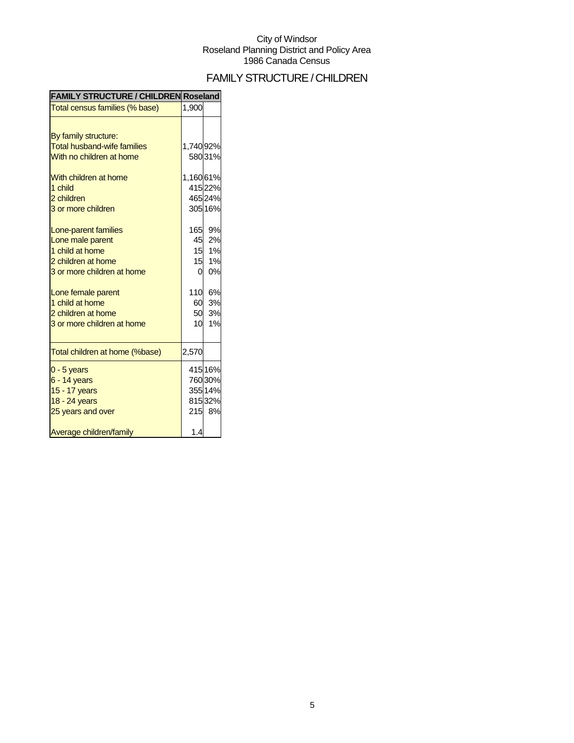City of Windsor
Roseland Planning District and Policy Area
1986 Canada Census

# FAMILY STRUCTURE / CHILDREN

| FAMILY STRUCTURE / CHILDREN | Roseland | |
|---|---|---|
| Total census families (% base) | 1,900 | |
| | | |
| By family structure: | | |
| Total husband-wife families | 1,740 | 92% |
| With no children at home | 580 | 31% |
| | | |
| With children at home | 1,160 | 61% |
| 1 child | 415 | 22% |
| 2 children | 465 | 24% |
| 3 or more children | 305 | 16% |
| | | |
| Lone-parent families | 165 | 9% |
| Lone male parent | 45 | 2% |
| 1 child at home | 15 | 1% |
| 2 children at home | 15 | 1% |
| 3 or more children at home | 0 | 0% |
| | | |
| Lone female parent | 110 | 6% |
| 1 child at home | 60 | 3% |
| 2 children at home | 50 | 3% |
| 3 or more children at home | 10 | 1% |
| | | |
| Total children at home (%base) | 2,570 | |
| 0 - 5 years | 415 | 16% |
| 6 - 14 years | 760 | 30% |
| 15 - 17 years | 355 | 14% |
| 18 - 24 years | 815 | 32% |
| 25 years and over | 215 | 8% |
| | | |
| Average children/family | 1.4 | |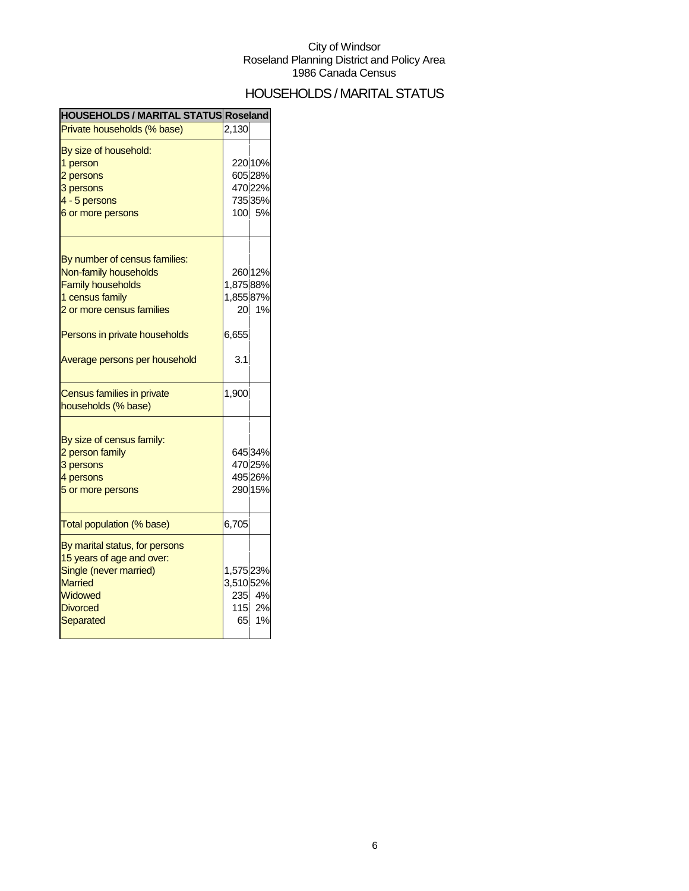City of Windsor
Roseland Planning District and Policy Area
1986 Canada Census

# HOUSEHOLDS / MARITAL STATUS

| HOUSEHOLDS / MARITAL STATUS | Roseland | |
|---|---|---|
| Private households (% base) | 2,130 | |
| By size of household: | | |
| 1 person | 220 | 10% |
| 2 persons | 605 | 28% |
| 3 persons | 470 | 22% |
| 4 - 5 persons | 735 | 35% |
| 6 or more persons | 100 | 5% |
| By number of census families: | | |
| Non-family households | 260 | 12% |
| Family households | 1,875 | 88% |
| 1 census family | 1,855 | 87% |
| 2 or more census families | 20 | 1% |
| Persons in private households | 6,655 | |
| Average persons per household | 3.1 | |
| Census families in private households (% base) | 1,900 | |
| By size of census family: | | |
| 2 person family | 645 | 34% |
| 3 persons | 470 | 25% |
| 4 persons | 495 | 26% |
| 5 or more persons | 290 | 15% |
| Total population (% base) | 6,705 | |
| By marital status, for persons 15 years of age and over: | | |
| Single (never married) | 1,575 | 23% |
| Married | 3,510 | 52% |
| Widowed | 235 | 4% |
| Divorced | 115 | 2% |
| Separated | 65 | 1% |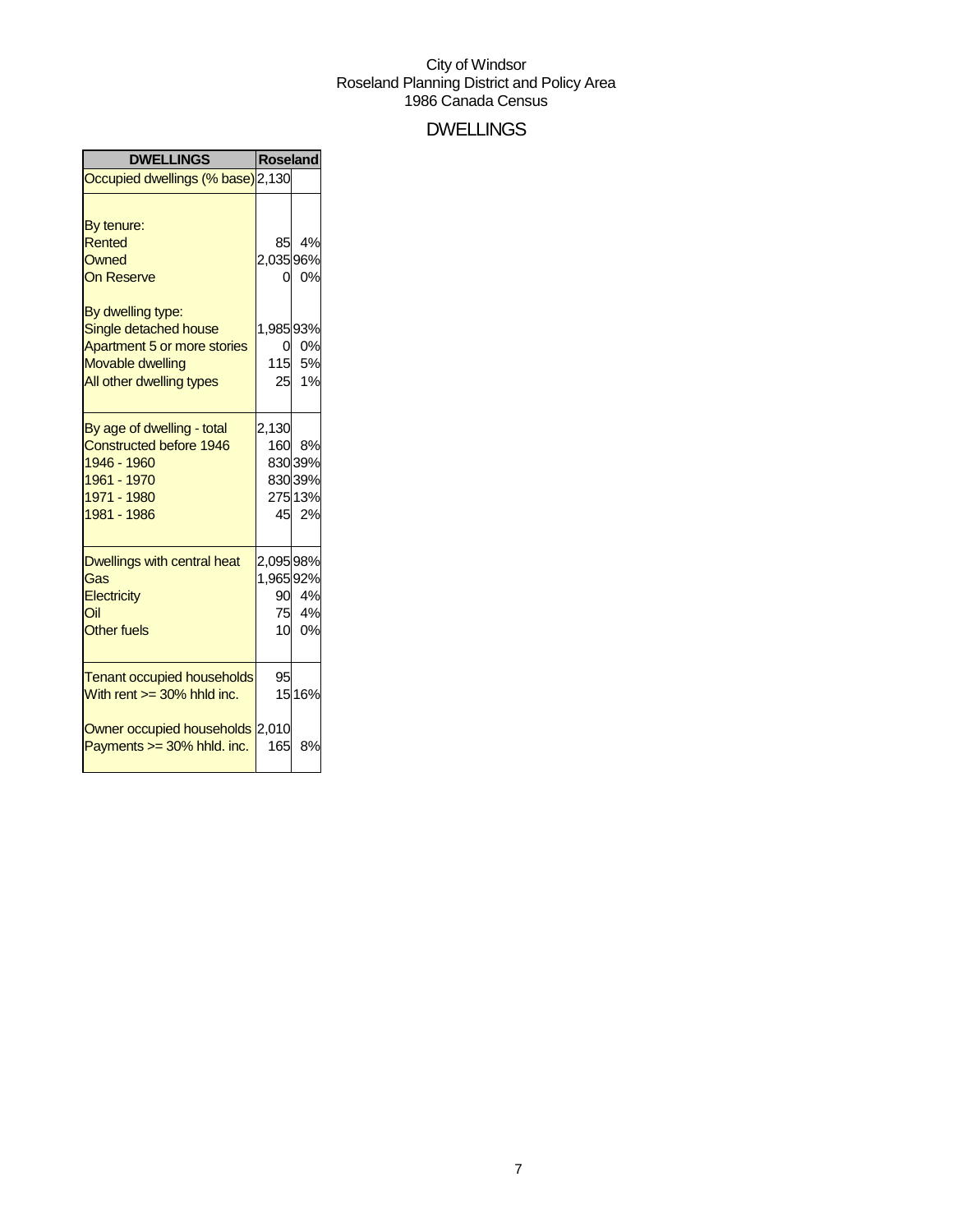City of Windsor
Roseland Planning District and Policy Area
1986 Canada Census

# DWELLINGS

| DWELLINGS | Roseland | |
|---|---|---|
| Occupied dwellings (% base) | 2,130 | |
| | | |
| By tenure: | | |
| Rented | 85 | 4% |
| Owned | 2,035 | 96% |
| On Reserve | 0 | 0% |
| | | |
| By dwelling type: | | |
| Single detached house | 1,985 | 93% |
| Apartment 5 or more stories | 0 | 0% |
| Movable dwelling | 115 | 5% |
| All other dwelling types | 25 | 1% |
| | | |
| By age of dwelling - total | 2,130 | |
| Constructed before 1946 | 160 | 8% |
| 1946 - 1960 | 830 | 39% |
| 1961 - 1970 | 830 | 39% |
| 1971 - 1980 | 275 | 13% |
| 1981 - 1986 | 45 | 2% |
| | | |
| Dwellings with central heat | 2,095 | 98% |
| Gas | 1,965 | 92% |
| Electricity | 90 | 4% |
| Oil | 75 | 4% |
| Other fuels | 10 | 0% |
| | | |
| Tenant occupied households | 95 | |
| With rent >= 30% hhld inc. | 15 | 16% |
| | | |
| Owner occupied households | 2,010 | |
| Payments >= 30% hhld. inc. | 165 | 8% |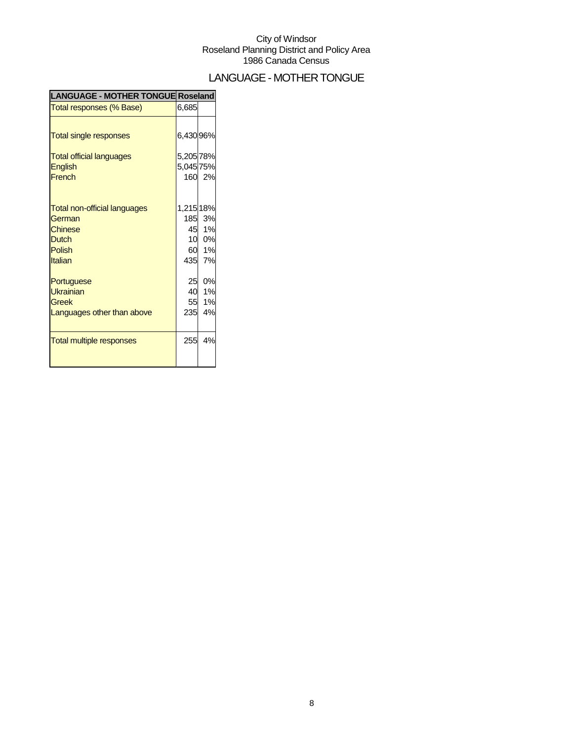City of Windsor
Roseland Planning District and Policy Area
1986 Canada Census

# LANGUAGE - MOTHER TONGUE

| LANGUAGE - MOTHER TONGUE | Roseland | |
|---|---|---|
| Total responses (% Base) | 6,685 | |
| Total single responses | 6,430 | 96% |
| Total official languages | 5,205 | 78% |
| English | 5,045 | 75% |
| French | 160 | 2% |
| Total non-official languages | 1,215 | 18% |
| German | 185 | 3% |
| Chinese | 45 | 1% |
| Dutch | 10 | 0% |
| Polish | 60 | 1% |
| Italian | 435 | 7% |
| Portuguese | 25 | 0% |
| Ukrainian | 40 | 1% |
| Greek | 55 | 1% |
| Languages other than above | 235 | 4% |
| Total multiple responses | 255 | 4% |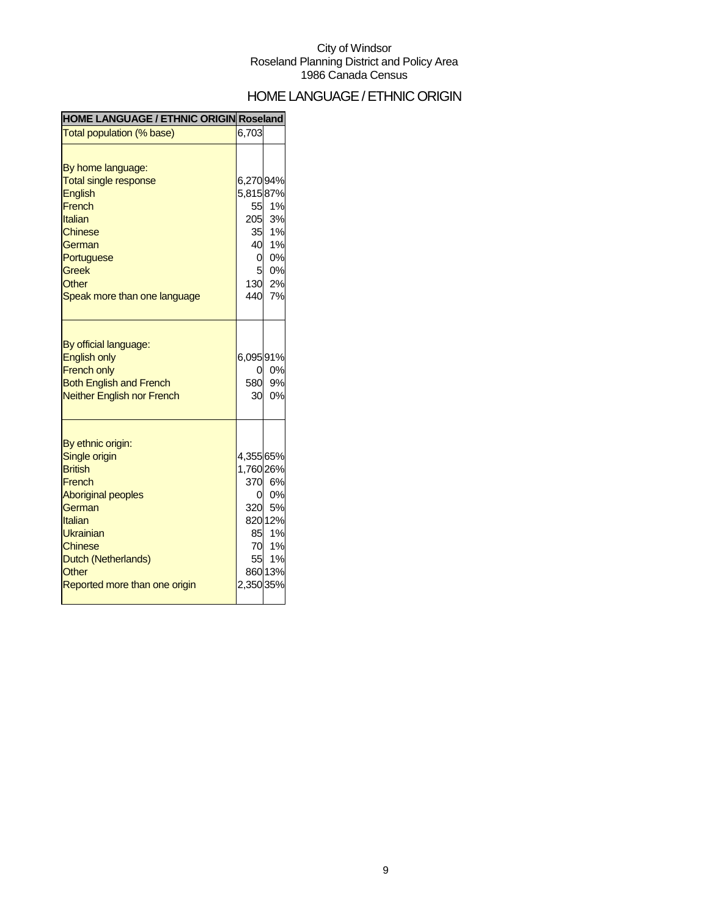City of Windsor
Roseland Planning District and Policy Area
1986 Canada Census

# HOME LANGUAGE / ETHNIC ORIGIN

| HOME LANGUAGE / ETHNIC ORIGIN | Roseland | |
|---|---|---|
| Total population (% base) | 6,703 | |
| | | |
| By home language: | | |
| Total single response | 6,270 | 94% |
| English | 5,815 | 87% |
| French | 55 | 1% |
| Italian | 205 | 3% |
| Chinese | 35 | 1% |
| German | 40 | 1% |
| Portuguese | 0 | 0% |
| Greek | 5 | 0% |
| Other | 130 | 2% |
| Speak more than one language | 440 | 7% |
| | | |
| By official language: | | |
| English only | 6,095 | 91% |
| French only | 0 | 0% |
| Both English and French | 580 | 9% |
| Neither English nor French | 30 | 0% |
| | | |
| By ethnic origin: | | |
| Single origin | 4,355 | 65% |
| British | 1,760 | 26% |
| French | 370 | 6% |
| Aboriginal peoples | 0 | 0% |
| German | 320 | 5% |
| Italian | 820 | 12% |
| Ukrainian | 85 | 1% |
| Chinese | 70 | 1% |
| Dutch (Netherlands) | 55 | 1% |
| Other | 860 | 13% |
| Reported more than one origin | 2,350 | 35% |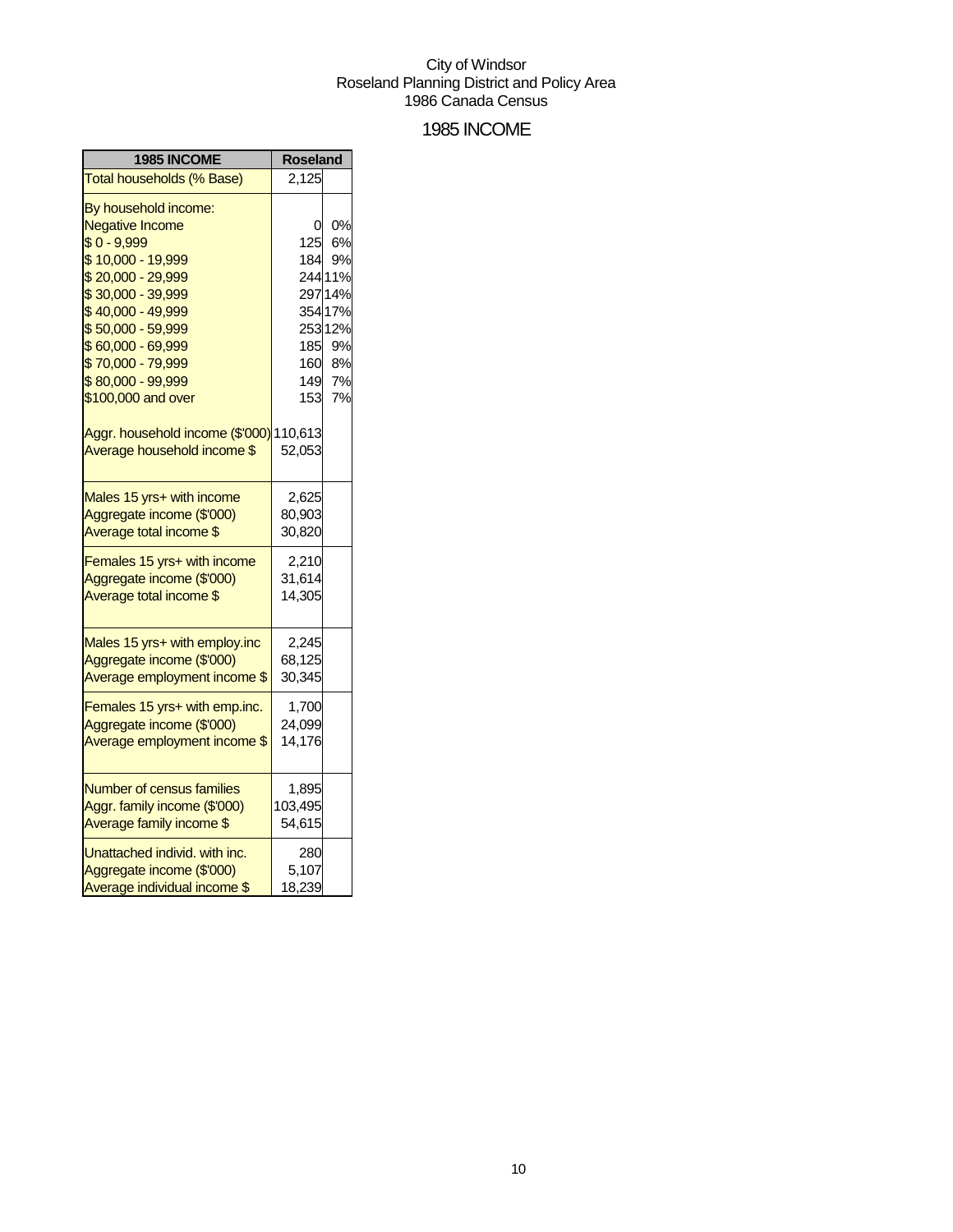City of Windsor
Roseland Planning District and Policy Area
1986 Canada Census

# 1985 INCOME

| 1985 INCOME | Roseland | |
|---|---|---|
| Total households (% Base) | 2,125 | |
| By household income: | | |
| Negative Income | 0 | 0% |
| $ 0 - 9,999 | 125 | 6% |
| $ 10,000 - 19,999 | 184 | 9% |
| $ 20,000 - 29,999 | 244 | 11% |
| $ 30,000 - 39,999 | 297 | 14% |
| $ 40,000 - 49,999 | 354 | 17% |
| $ 50,000 - 59,999 | 253 | 12% |
| $ 60,000 - 69,999 | 185 | 9% |
| $ 70,000 - 79,999 | 160 | 8% |
| $ 80,000 - 99,999 | 149 | 7% |
| $100,000 and over | 153 | 7% |
| Aggr. household income ($'000) | 110,613 | |
| Average household income $ | 52,053 | |
| Males 15 yrs+ with income | 2,625 | |
| Aggregate income ($'000) | 80,903 | |
| Average total income $ | 30,820 | |
| Females 15 yrs+ with income | 2,210 | |
| Aggregate income ($'000) | 31,614 | |
| Average total income $ | 14,305 | |
| Males 15 yrs+ with employ.inc | 2,245 | |
| Aggregate income ($'000) | 68,125 | |
| Average employment income $ | 30,345 | |
| Females 15 yrs+ with emp.inc. | 1,700 | |
| Aggregate income ($'000) | 24,099 | |
| Average employment income $ | 14,176 | |
| Number of census families | 1,895 | |
| Aggr. family income ($'000) | 103,495 | |
| Average family income $ | 54,615 | |
| Unattached individ. with inc. | 280 | |
| Aggregate income ($'000) | 5,107 | |
| Average individual income $ | 18,239 | |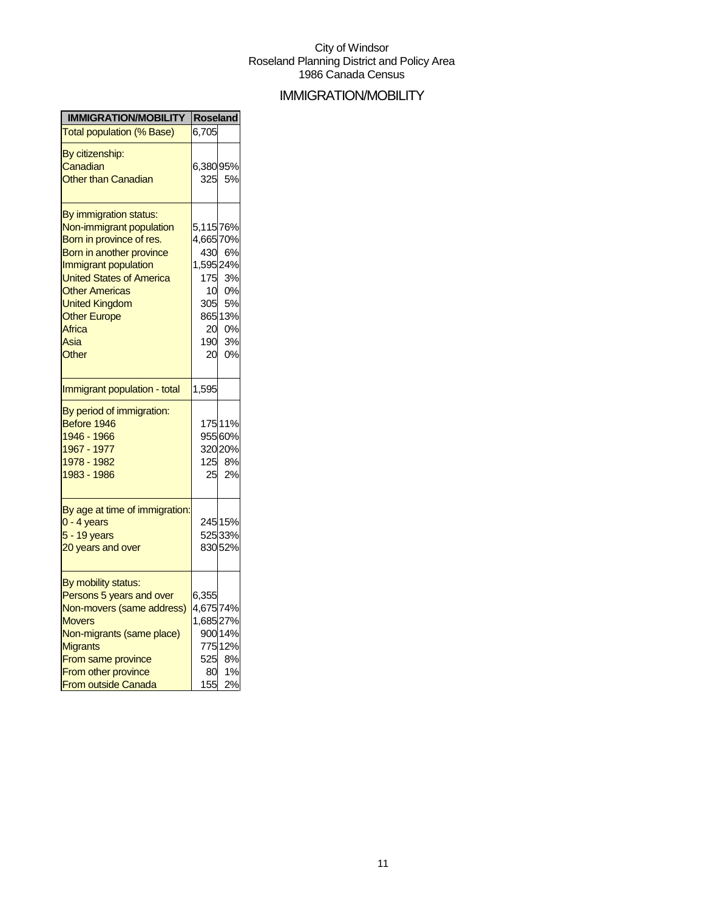City of Windsor
Roseland Planning District and Policy Area
1986 Canada Census

# IMMIGRATION/MOBILITY

| IMMIGRATION/MOBILITY | Roseland | |
|---|---|---|
| Total population (% Base) | 6,705 | |
| By citizenship: | | |
| Canadian | 6,380 | 95% |
| Other than Canadian | 325 | 5% |
| By immigration status: | | |
| Non-immigrant population | 5,115 | 76% |
| Born in province of res. | 4,665 | 70% |
| Born in another province | 430 | 6% |
| Immigrant population | 1,595 | 24% |
| United States of America | 175 | 3% |
| Other Americas | 10 | 0% |
| United Kingdom | 305 | 5% |
| Other Europe | 865 | 13% |
| Africa | 20 | 0% |
| Asia | 190 | 3% |
| Other | 20 | 0% |
| Immigrant population - total | 1,595 | |
| By period of immigration: | | |
| Before 1946 | 175 | 11% |
| 1946 - 1966 | 955 | 60% |
| 1967 - 1977 | 320 | 20% |
| 1978 - 1982 | 125 | 8% |
| 1983 - 1986 | 25 | 2% |
| By age at time of immigration: | | |
| 0 - 4 years | 245 | 15% |
| 5 - 19 years | 525 | 33% |
| 20 years and over | 830 | 52% |
| By mobility status: | | |
| Persons 5 years and over | 6,355 | |
| Non-movers (same address) | 4,675 | 74% |
| Movers | 1,685 | 27% |
| Non-migrants (same place) | 900 | 14% |
| Migrants | 775 | 12% |
| From same province | 525 | 8% |
| From other province | 80 | 1% |
| From outside Canada | 155 | 2% |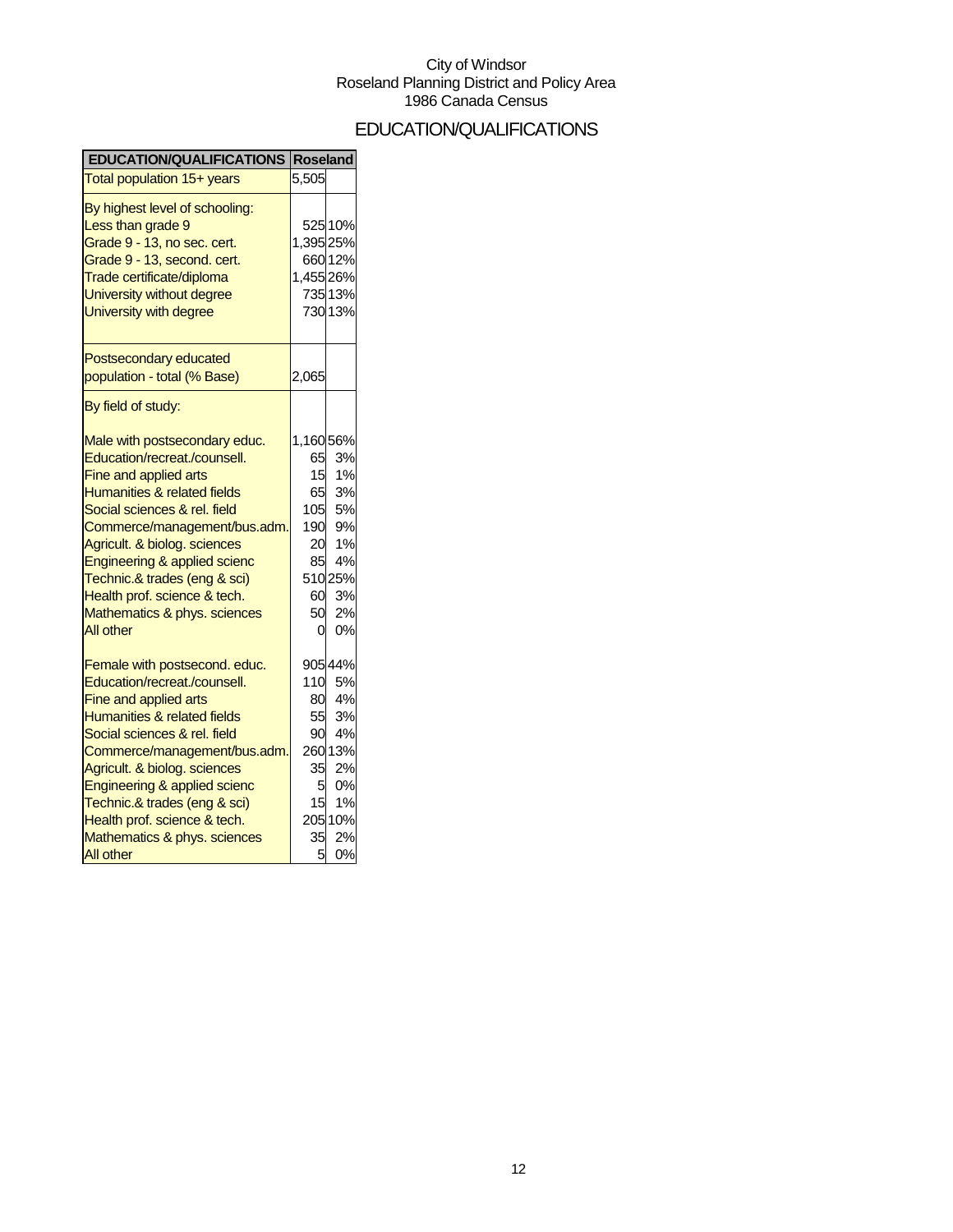City of Windsor
Roseland Planning District and Policy Area
1986 Canada Census

# EDUCATION/QUALIFICATIONS

| EDUCATION/QUALIFICATIONS | Roseland | |
|---|---|---|
| Total population 15+ years | 5,505 | |
| By highest level of schooling: | | |
| Less than grade 9 | 525 | 10% |
| Grade 9 - 13, no sec. cert. | 1,395 | 25% |
| Grade 9 - 13, second. cert. | 660 | 12% |
| Trade certificate/diploma | 1,455 | 26% |
| University without degree | 735 | 13% |
| University with degree | 730 | 13% |
| Postsecondary educated population - total (% Base) | 2,065 | |
| By field of study: | | |
| Male with postsecondary educ. | 1,160 | 56% |
| Education/recreat./counsell. | 65 | 3% |
| Fine and applied arts | 15 | 1% |
| Humanities & related fields | 65 | 3% |
| Social sciences & rel. field | 105 | 5% |
| Commerce/management/bus.adm. | 190 | 9% |
| Agricult. & biolog. sciences | 20 | 1% |
| Engineering & applied scienc | 85 | 4% |
| Technic.& trades (eng & sci) | 510 | 25% |
| Health prof. science & tech. | 60 | 3% |
| Mathematics & phys. sciences | 50 | 2% |
| All other | 0 | 0% |
| Female with postsecond. educ. | 905 | 44% |
| Education/recreat./counsell. | 110 | 5% |
| Fine and applied arts | 80 | 4% |
| Humanities & related fields | 55 | 3% |
| Social sciences & rel. field | 90 | 4% |
| Commerce/management/bus.adm. | 260 | 13% |
| Agricult. & biolog. sciences | 35 | 2% |
| Engineering & applied scienc | 5 | 0% |
| Technic.& trades (eng & sci) | 15 | 1% |
| Health prof. science & tech. | 205 | 10% |
| Mathematics & phys. sciences | 35 | 2% |
| All other | 5 | 0% |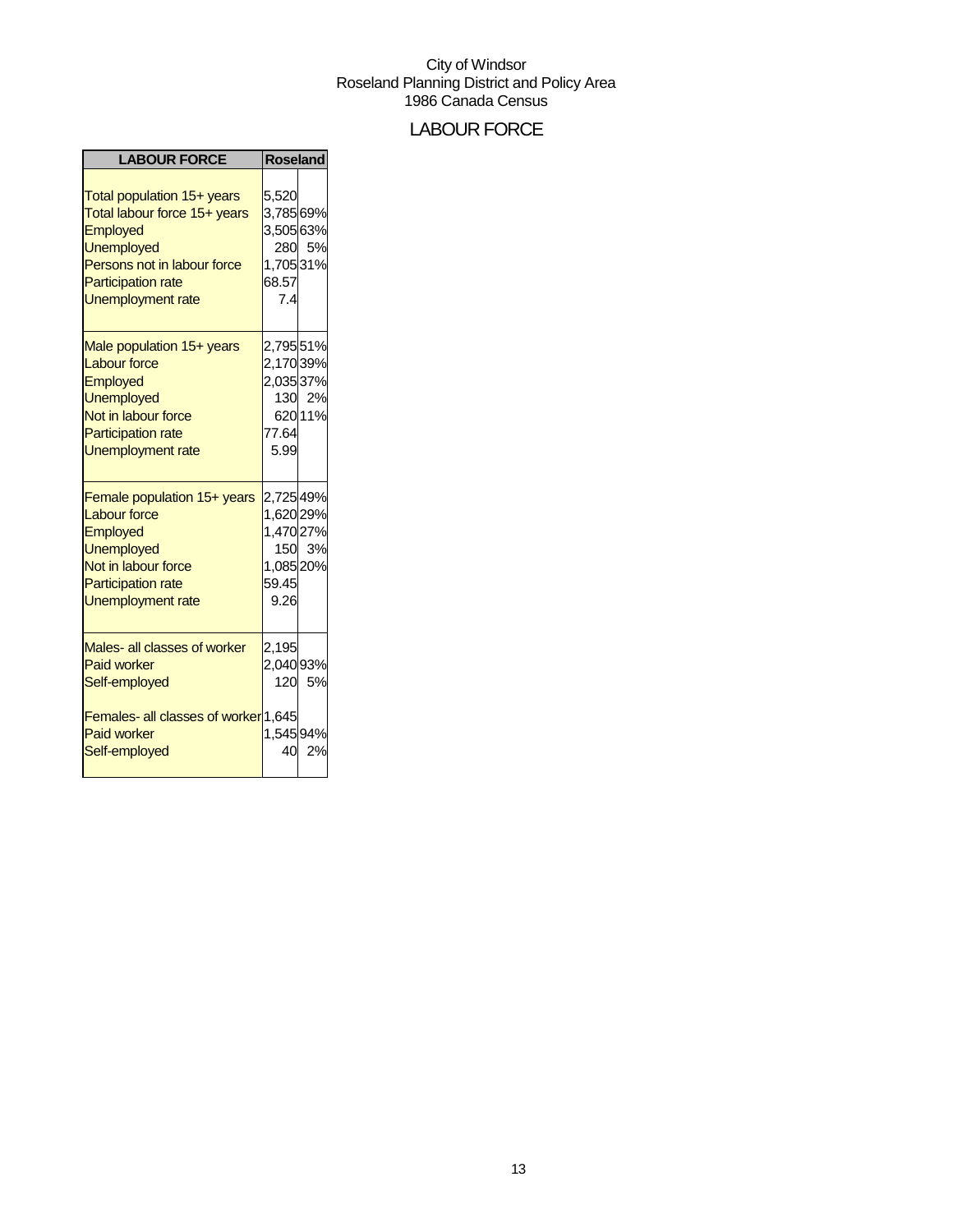City of Windsor
Roseland Planning District and Policy Area
1986 Canada Census

# LABOUR FORCE

| LABOUR FORCE | Roseland | |
|---|---|---|
| Total population 15+ years | 5,520 | |
| Total labour force 15+ years | 3,785 | 69% |
| Employed | 3,505 | 63% |
| Unemployed | 280 | 5% |
| Persons not in labour force | 1,705 | 31% |
| Participation rate | 68.57 | |
| Unemployment rate | 7.4 | |
| Male population 15+ years | 2,795 | 51% |
| Labour force | 2,170 | 39% |
| Employed | 2,035 | 37% |
| Unemployed | 130 | 2% |
| Not in labour force | 620 | 11% |
| Participation rate | 77.64 | |
| Unemployment rate | 5.99 | |
| Female population 15+ years | 2,725 | 49% |
| Labour force | 1,620 | 29% |
| Employed | 1,470 | 27% |
| Unemployed | 150 | 3% |
| Not in labour force | 1,085 | 20% |
| Participation rate | 59.45 | |
| Unemployment rate | 9.26 | |
| Males- all classes of worker | 2,195 | |
| Paid worker | 2,040 | 93% |
| Self-employed | 120 | 5% |
| Females- all classes of worker | 1,645 | |
| Paid worker | 1,545 | 94% |
| Self-employed | 40 | 2% |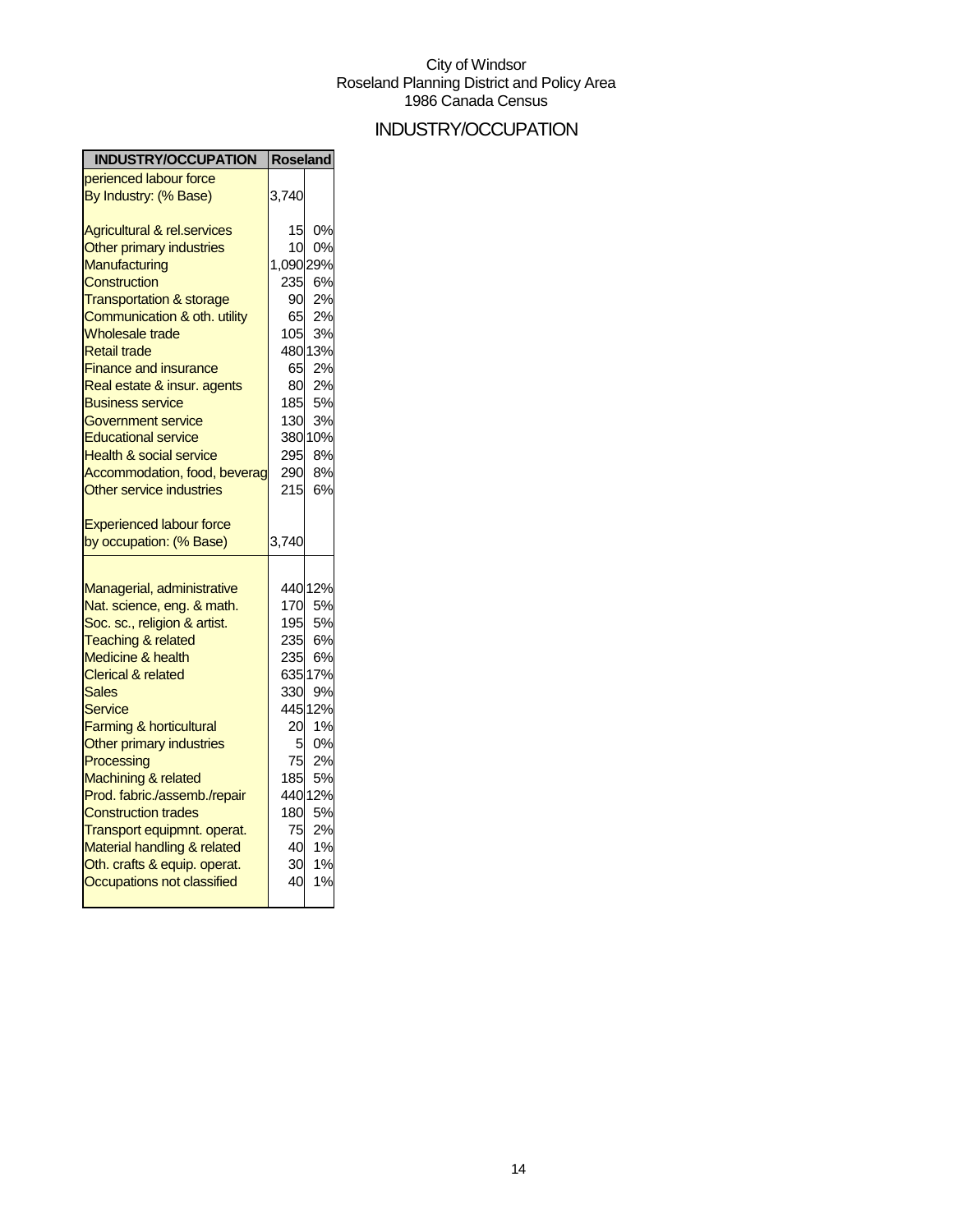City of Windsor
Roseland Planning District and Policy Area
1986 Canada Census

# INDUSTRY/OCCUPATION

| INDUSTRY/OCCUPATION | Roseland | |
|---|---|---|
| perienced labour force | | |
| By Industry: (% Base) | 3,740 | |
| | | |
| Agricultural & rel.services | 15 | 0% |
| Other primary industries | 10 | 0% |
| Manufacturing | 1,090 | 29% |
| Construction | 235 | 6% |
| Transportation & storage | 90 | 2% |
| Communication & oth. utility | 65 | 2% |
| Wholesale trade | 105 | 3% |
| Retail trade | 480 | 13% |
| Finance and insurance | 65 | 2% |
| Real estate & insur. agents | 80 | 2% |
| Business service | 185 | 5% |
| Government service | 130 | 3% |
| Educational service | 380 | 10% |
| Health & social service | 295 | 8% |
| Accommodation, food, beverag | 290 | 8% |
| Other service industries | 215 | 6% |
| | | |
| Experienced labour force | | |
| by occupation: (% Base) | 3,740 | |
| | | |
| Managerial, administrative | 440 | 12% |
| Nat. science, eng. & math. | 170 | 5% |
| Soc. sc., religion & artist. | 195 | 5% |
| Teaching & related | 235 | 6% |
| Medicine & health | 235 | 6% |
| Clerical & related | 635 | 17% |
| Sales | 330 | 9% |
| Service | 445 | 12% |
| Farming & horticultural | 20 | 1% |
| Other primary industries | 5 | 0% |
| Processing | 75 | 2% |
| Machining & related | 185 | 5% |
| Prod. fabric./assemb./repair | 440 | 12% |
| Construction trades | 180 | 5% |
| Transport equipmnt. operat. | 75 | 2% |
| Material handling & related | 40 | 1% |
| Oth. crafts & equip. operat. | 30 | 1% |
| Occupations not classified | 40 | 1% |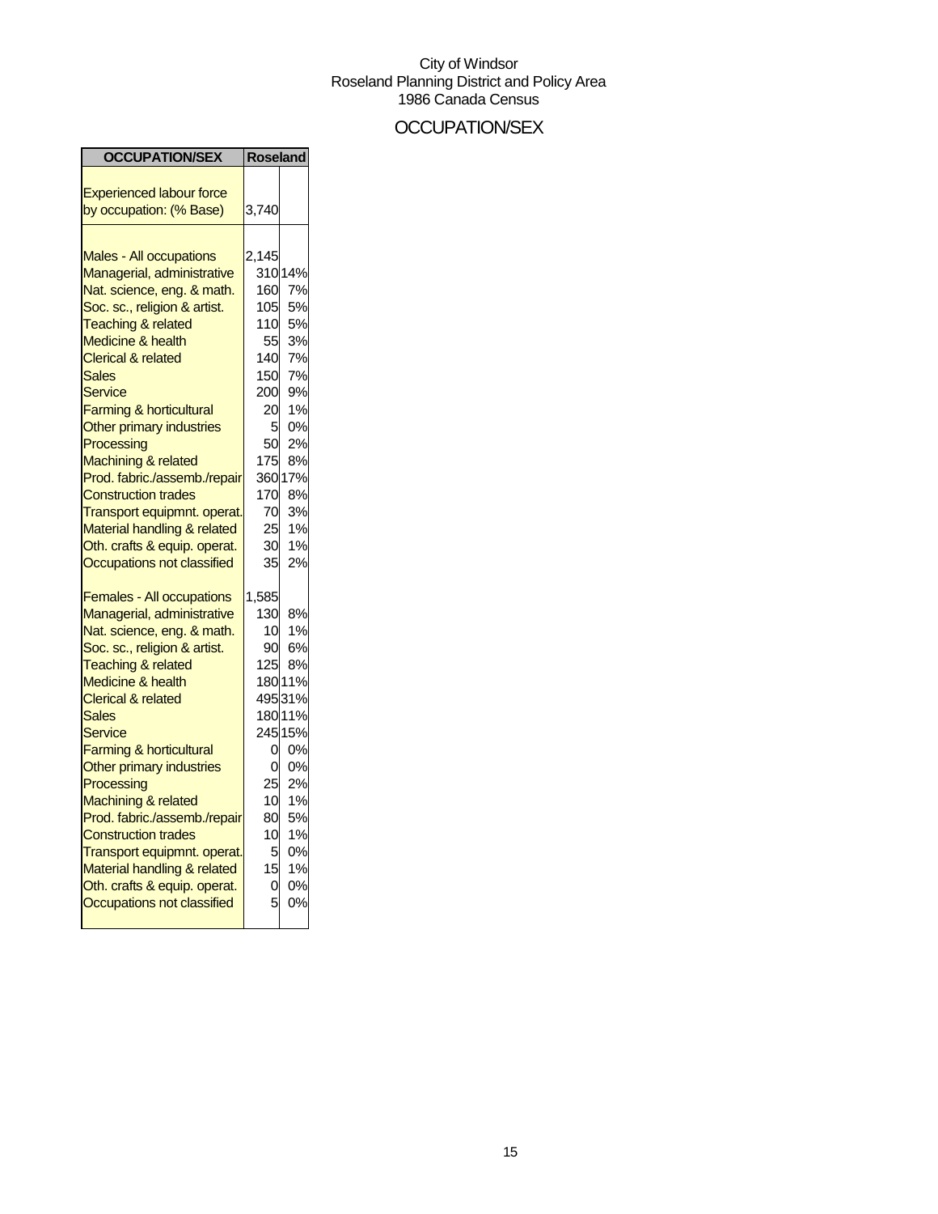City of Windsor
Roseland Planning District and Policy Area
1986 Canada Census

# OCCUPATION/SEX

| OCCUPATION/SEX | Roseland | |
|---|---|---|
| Experienced labour force by occupation: (% Base) | 3,740 | |
| Males - All occupations | 2,145 | |
| Managerial, administrative | 310 | 14% |
| Nat. science, eng. & math. | 160 | 7% |
| Soc. sc., religion & artist. | 105 | 5% |
| Teaching & related | 110 | 5% |
| Medicine & health | 55 | 3% |
| Clerical & related | 140 | 7% |
| Sales | 150 | 7% |
| Service | 200 | 9% |
| Farming & horticultural | 20 | 1% |
| Other primary industries | 5 | 0% |
| Processing | 50 | 2% |
| Machining & related | 175 | 8% |
| Prod. fabric./assemb./repair | 360 | 17% |
| Construction trades | 170 | 8% |
| Transport equipmnt. operat. | 70 | 3% |
| Material handling & related | 25 | 1% |
| Oth. crafts & equip. operat. | 30 | 1% |
| Occupations not classified | 35 | 2% |
| Females - All occupations | 1,585 | |
| Managerial, administrative | 130 | 8% |
| Nat. science, eng. & math. | 10 | 1% |
| Soc. sc., religion & artist. | 90 | 6% |
| Teaching & related | 125 | 8% |
| Medicine & health | 180 | 11% |
| Clerical & related | 495 | 31% |
| Sales | 180 | 11% |
| Service | 245 | 15% |
| Farming & horticultural | 0 | 0% |
| Other primary industries | 0 | 0% |
| Processing | 25 | 2% |
| Machining & related | 10 | 1% |
| Prod. fabric./assemb./repair | 80 | 5% |
| Construction trades | 10 | 1% |
| Transport equipmnt. operat. | 5 | 0% |
| Material handling & related | 15 | 1% |
| Oth. crafts & equip. operat. | 0 | 0% |
| Occupations not classified | 5 | 0% |